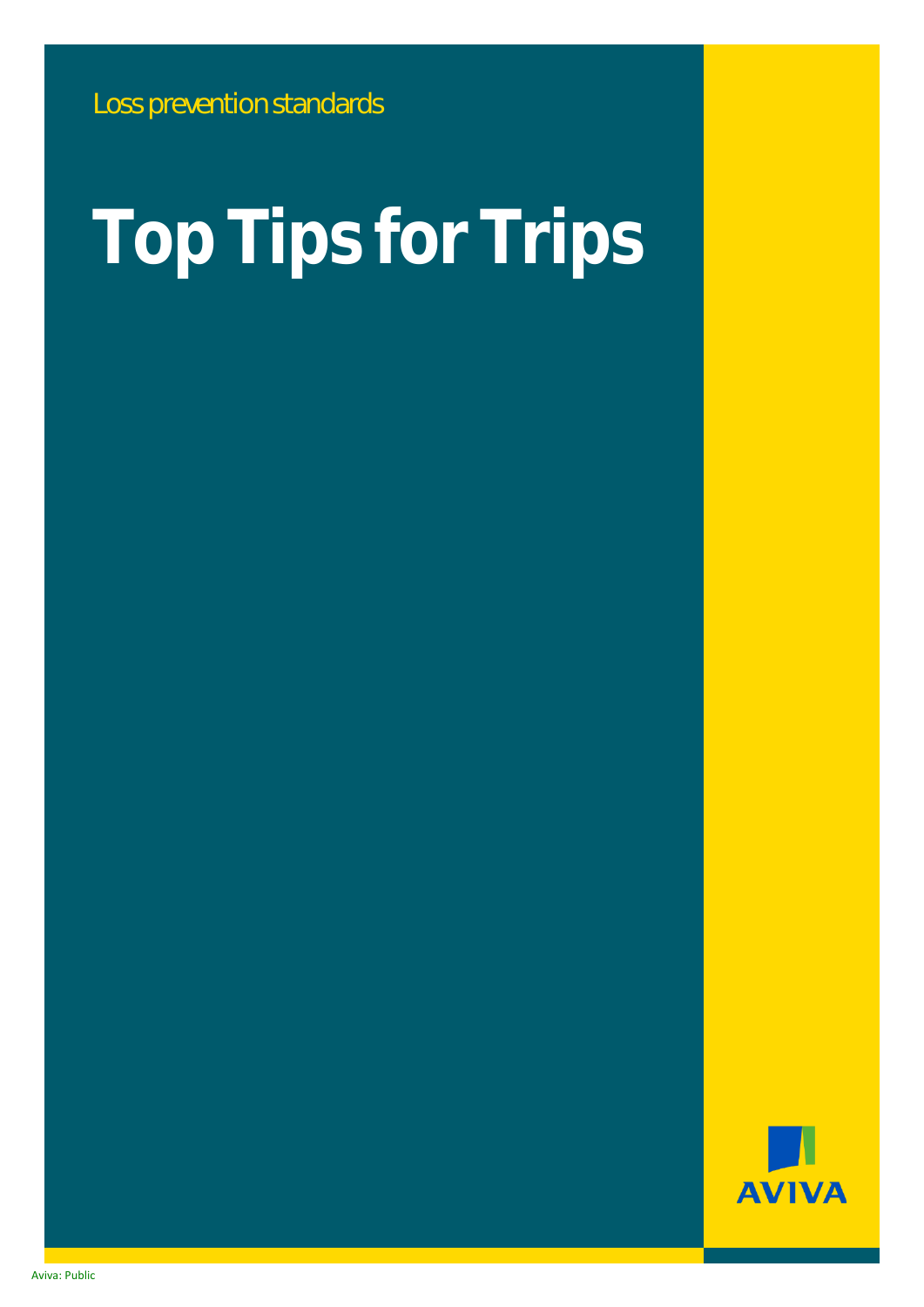Loss prevention standards

# Top Tips for Trips

Aviva: Public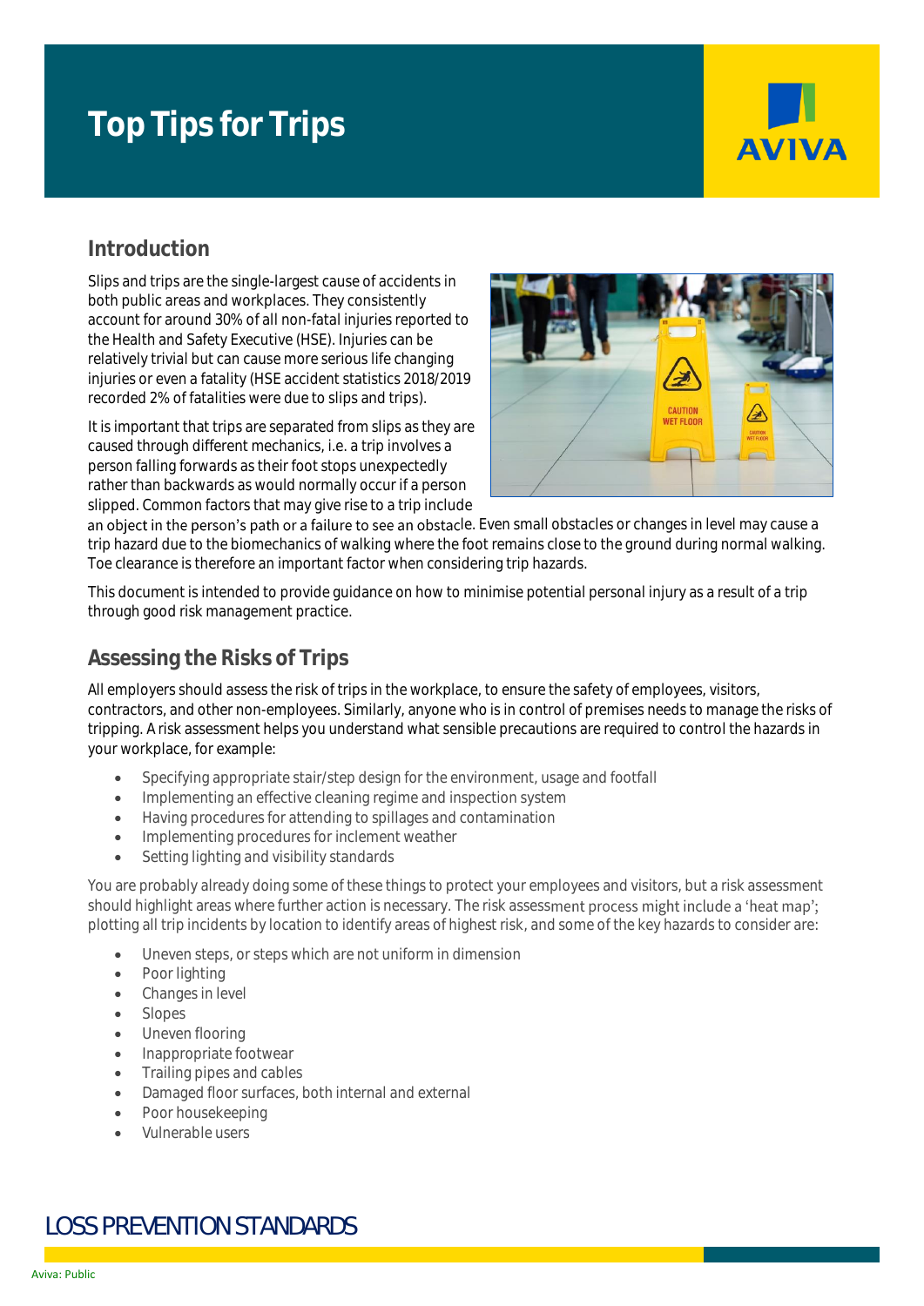# Top Tips for Trips

## Introduction

Slips and trips are the single-largest cause of accidents in both public areas and workplaces. They consistently account for around 30% of all non-fatal injuries reported to the Health and Safety Executive (HSE). Injuries can be relatively trivial but can cause more serious life changing injuries or even a fatality (HSE accident statistics 2018/2019 recorded 2% of fatalities were due to slips and trips).

It is important that trips are separated from slips as they are caused through different mechanics, i.e. a trip involves a person falling forwards as their foot stops unexpectedly rather than backwards as would normally occur if a person slipped. Common factors that may give rise to a trip include an object in the person's path or a failure to see an obstacle. Even small obstacles or changes in level may cause a trip hazard due to the biomechanics of walking where the foot remains close to the ground during normal walking. Toe clearance is therefore an important factor when considering trip hazards.

This document is intended to provide guidance on how to minimise potential personal injury as a result of a trip through good risk management practice.

## Assessing the Risks of Trips

All employers should assess the risk of trips in the workplace, to ensure the safety of employees, visitors, contractors, and other non-employees. Similarly, anyone who is in control of premises needs to manage the risks of tripping. A risk assessment helps you understand what sensible precautions are required to control the hazards in your workplace, for example:

- Specifying appropriate stair/step design for the environment, usage and footfall
- Implementing an effective cleaning regime and inspection system
- Having procedures for attending to spillages and contamination
- Implementing procedures for inclement weather
- Setting lighting and visibility standards

You are probably already doing some of these things to protect your employees and visitors, but a risk assessment should highlight areas where further action is necessary. The risk assessment process might include a 'heat map'; plotting all trip incidents by location to identify areas of highest risk, and some of the key hazards to consider are:

- Uneven steps, or steps which are not uniform in dimension
- Poor lighting
- Changes in level
- Slopes
- Uneven flooring
- Inappropriate footwear
- Trailing pipes and cables
- Damaged floor surfaces, both internal and external
- Poor housekeeping
- Vulnerable users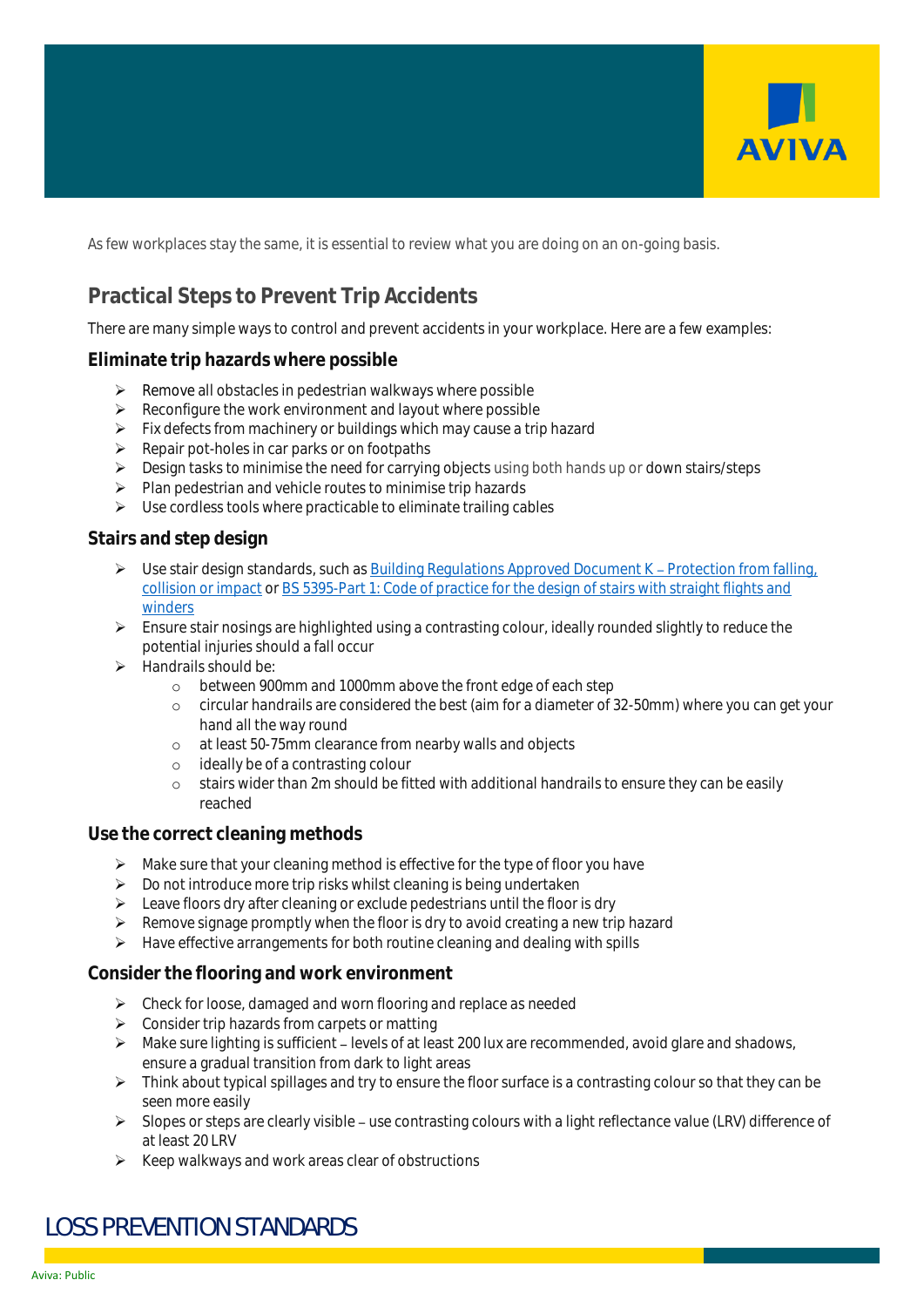As few workplaces stay the same, it is essential to review what you are doing on an on-going basis.

## Practical Steps to Prevent Trip Accidents

There are many simple ways to control and prevent accidents in your workplace. Here are a few examples:

### Eliminate trip hazards where possible

- Remove all obstacles in pedestrian walkways where possible
- Reconfigure the work environment and layout where possible
- Fix defects from machinery or buildings which may cause a trip hazard
- Repair pot-holes in car parks or on footpaths
- Design tasks to minimise the need for carrying objects using both hands up or down stairs/steps
- Plan pedestrian and vehicle routes to minimise trip hazards
- Use cordless tools where practicable to eliminate trailing cables

### Stairs and step design

- Use stair design standards, such as [Building Regulations Approved Document K – Protection from falling, collision or impact]() or [BS 5395-Part 1: Code of practice for the design of stairs with straight flights and winders]()
- Ensure stair nosings are highlighted using a contrasting colour, ideally rounded slightly to reduce the potential injuries should a fall occur
- Handrails should be:
  - between 900mm and 1000mm above the front edge of each step
  - circular handrails are considered the best (aim for a diameter of 32-50mm) where you can get your hand all the way round
  - at least 50-75mm clearance from nearby walls and objects
  - ideally be of a contrasting colour
  - stairs wider than 2m should be fitted with additional handrails to ensure they can be easily reached

### Use the correct cleaning methods

- Make sure that your cleaning method is effective for the type of floor you have
- Do not introduce more trip risks whilst cleaning is being undertaken
- Leave floors dry after cleaning or exclude pedestrians until the floor is dry
- Remove signage promptly when the floor is dry to avoid creating a new trip hazard
- Have effective arrangements for both routine cleaning and dealing with spills

### Consider the flooring and work environment

- Check for loose, damaged and worn flooring and replace as needed
- Consider trip hazards from carpets or matting
- Make sure lighting is sufficient – levels of at least 200 lux are recommended, avoid glare and shadows, ensure a gradual transition from dark to light areas
- Think about typical spillages and try to ensure the floor surface is a contrasting colour so that they can be seen more easily
- Slopes or steps are clearly visible – use contrasting colours with a light reflectance value (LRV) difference of at least 20 LRV
- Keep walkways and work areas clear of obstructions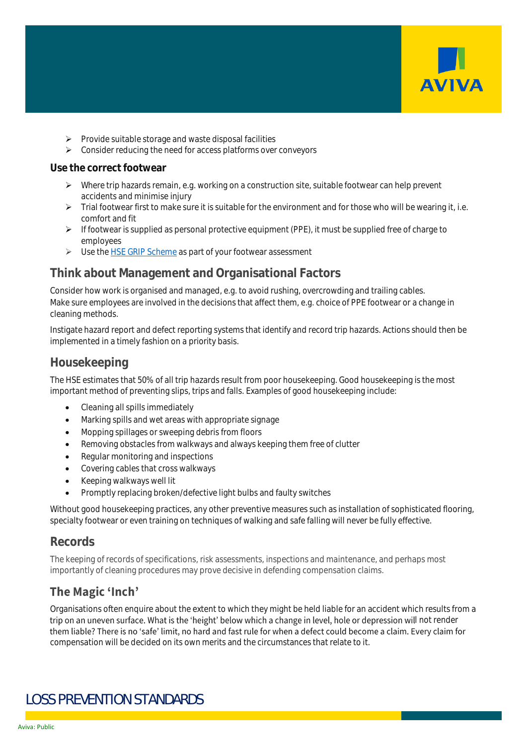- Provide suitable storage and waste disposal facilities
- Consider reducing the need for access platforms over conveyors

**Use the correct footwear**

- Where trip hazards remain, e.g. working on a construction site, suitable footwear can help prevent accidents and minimise injury
- Trial footwear first to make sure it is suitable for the environment and for those who will be wearing it, i.e. comfort and fit
- If footwear is supplied as personal protective equipment (PPE), it must be supplied free of charge to employees
- Use the [HSE GRIP Scheme] as part of your footwear assessment

## Think about Management and Organisational Factors

Consider how work is organised and managed, e.g. to avoid rushing, overcrowding and trailing cables. Make sure employees are involved in the decisions that affect them, e.g. choice of PPE footwear or a change in cleaning methods.

Instigate hazard report and defect reporting systems that identify and record trip hazards. Actions should then be implemented in a timely fashion on a priority basis.

## Housekeeping

The HSE estimates that 50% of all trip hazards result from poor housekeeping. Good housekeeping is the most important method of preventing slips, trips and falls. Examples of good housekeeping include:

- Cleaning all spills immediately
- Marking spills and wet areas with appropriate signage
- Mopping spillages or sweeping debris from floors
- Removing obstacles from walkways and always keeping them free of clutter
- Regular monitoring and inspections
- Covering cables that cross walkways
- Keeping walkways well lit
- Promptly replacing broken/defective light bulbs and faulty switches

Without good housekeeping practices, any other preventive measures such as installation of sophisticated flooring, specialty footwear or even training on techniques of walking and safe falling will never be fully effective.

## Records

The keeping of records of specifications, risk assessments, inspections and maintenance, and perhaps most importantly of cleaning procedures may prove decisive in defending compensation claims.

## The Magic 'Inch'

Organisations often enquire about the extent to which they might be held liable for an accident which results from a trip on an uneven surface. What is the 'height' below which a change in level, hole or depression will not render them liable? There is no 'safe' limit, no hard and fast rule for when a defect could become a claim. Every claim for compensation will be decided on its own merits and the circumstances that relate to it.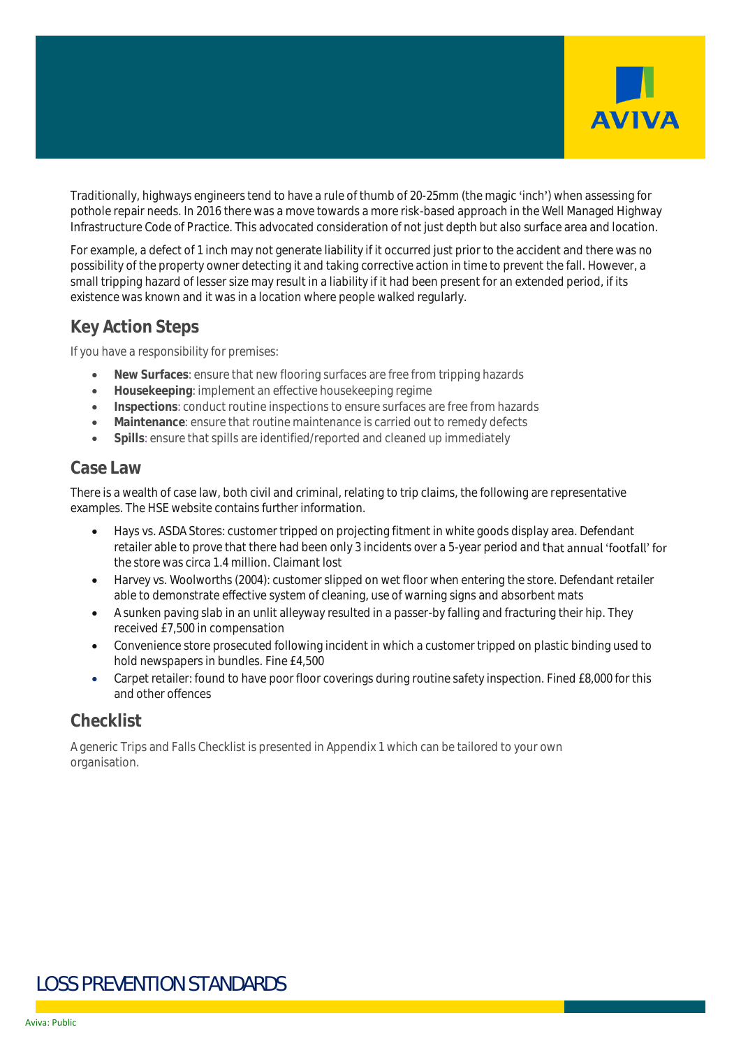Traditionally, highways engineers tend to have a rule of thumb of 20-25mm (the magic 'inch') when assessing for pothole repair needs. In 2016 there was a move towards a more risk-based approach in the Well Managed Highway Infrastructure Code of Practice. This advocated consideration of not just depth but also surface area and location.

For example, a defect of 1 inch may not generate liability if it occurred just prior to the accident and there was no possibility of the property owner detecting it and taking corrective action in time to prevent the fall. However, a small tripping hazard of lesser size may result in a liability if it had been present for an extended period, if its existence was known and it was in a location where people walked regularly.

## Key Action Steps

If you have a responsibility for premises:

- **New Surfaces**: ensure that new flooring surfaces are free from tripping hazards
- **Housekeeping**: implement an effective housekeeping regime
- **Inspections**: conduct routine inspections to ensure surfaces are free from hazards
- **Maintenance**: ensure that routine maintenance is carried out to remedy defects
- **Spills**: ensure that spills are identified/reported and cleaned up immediately

## Case Law

There is a wealth of case law, both civil and criminal, relating to trip claims, the following are representative examples. The HSE website contains further information.

- Hays vs. ASDA Stores: customer tripped on projecting fitment in white goods display area. Defendant retailer able to prove that there had been only 3 incidents over a 5-year period and that annual 'footfall' for the store was circa 1.4 million. Claimant lost
- Harvey vs. Woolworths (2004): customer slipped on wet floor when entering the store. Defendant retailer able to demonstrate effective system of cleaning, use of warning signs and absorbent mats
- A sunken paving slab in an unlit alleyway resulted in a passer-by falling and fracturing their hip. They received £7,500 in compensation
- Convenience store prosecuted following incident in which a customer tripped on plastic binding used to hold newspapers in bundles. Fine £4,500
- Carpet retailer: found to have poor floor coverings during routine safety inspection. Fined £8,000 for this and other offences

## Checklist

A generic Trips and Falls Checklist is presented in Appendix 1 which can be tailored to your own organisation.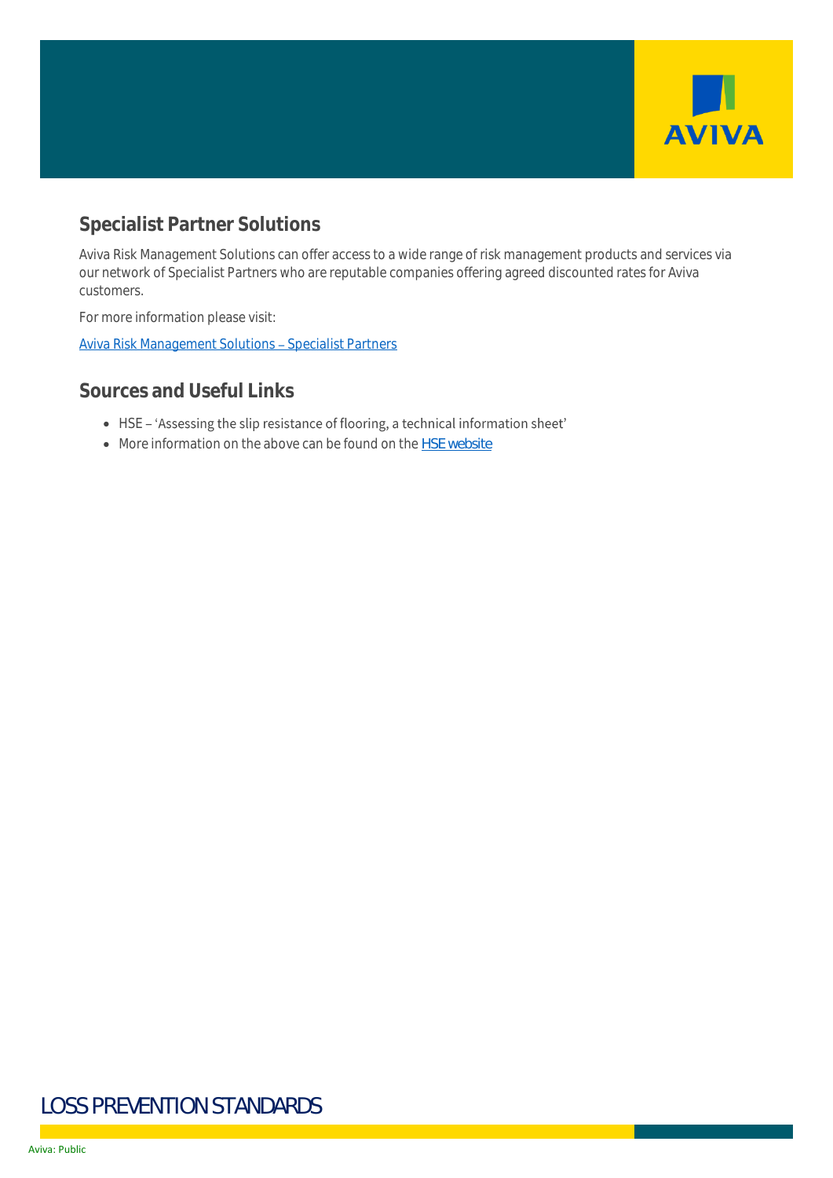## Specialist Partner Solutions

Aviva Risk Management Solutions can offer access to a wide range of risk management products and services via our network of Specialist Partners who are reputable companies offering agreed discounted rates for Aviva customers.

For more information please visit:

Aviva Risk Management Solutions – Specialist Partners

## Sources and Useful Links

- HSE – 'Assessing the slip resistance of flooring, a technical information sheet'
- More information on the above can be found on the HSE website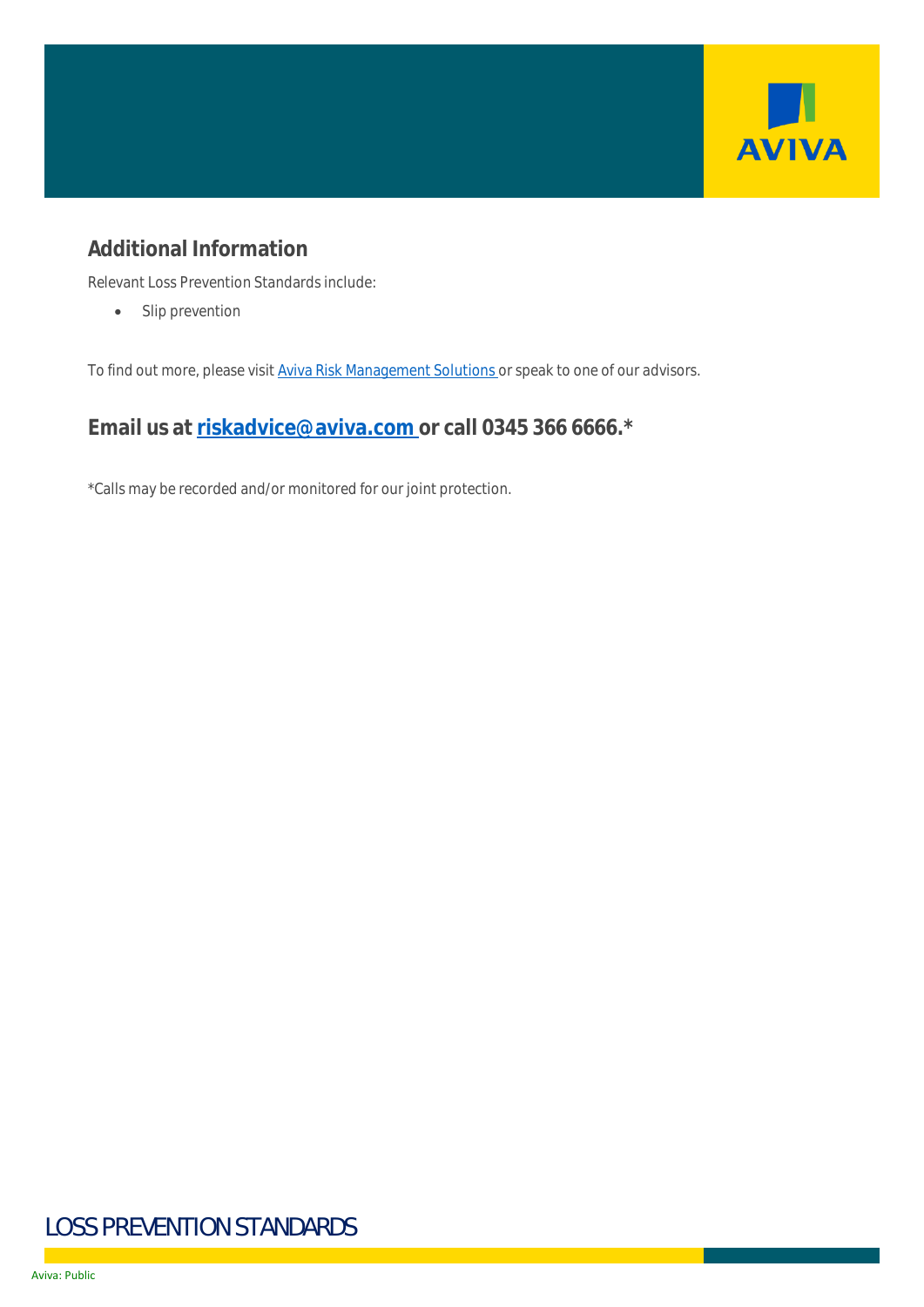## Additional Information

Relevant Loss Prevention Standards include:

- Slip prevention

To find out more, please visit Aviva Risk Management Solutions or speak to one of our advisors.

### Email us at riskadvice@aviva.com or call 0345 366 6666.*

*Calls may be recorded and/or monitored for our joint protection.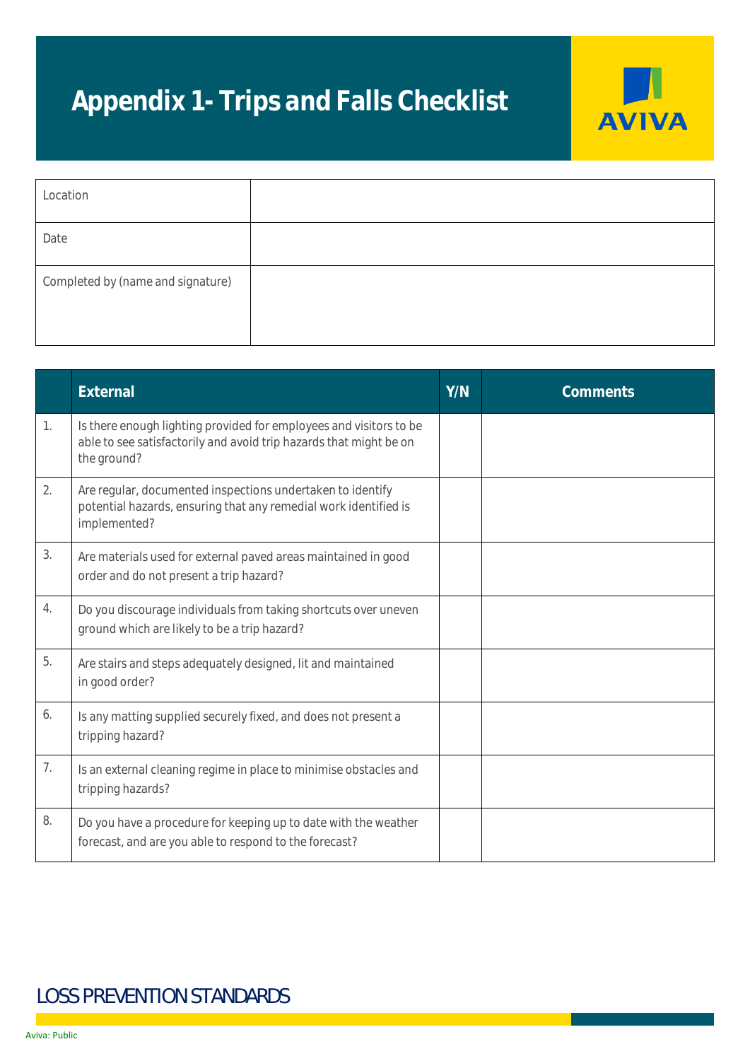# Appendix 1- Trips and Falls Checklist

| Location | |
|---|---|
| Date | |
| Completed by (name and signature) | |

| | External | Y/N | Comments |
|---|---|---|---|
| 1. | Is there enough lighting provided for employees and visitors to be able to see satisfactorily and avoid trip hazards that might be on the ground? | | |
| 2. | Are regular, documented inspections undertaken to identify potential hazards, ensuring that any remedial work identified is implemented? | | |
| 3. | Are materials used for external paved areas maintained in good order and do not present a trip hazard? | | |
| 4. | Do you discourage individuals from taking shortcuts over uneven ground which are likely to be a trip hazard? | | |
| 5. | Are stairs and steps adequately designed, lit and maintained in good order? | | |
| 6. | Is any matting supplied securely fixed, and does not present a tripping hazard? | | |
| 7. | Is an external cleaning regime in place to minimise obstacles and tripping hazards? | | |
| 8. | Do you have a procedure for keeping up to date with the weather forecast, and are you able to respond to the forecast? | | |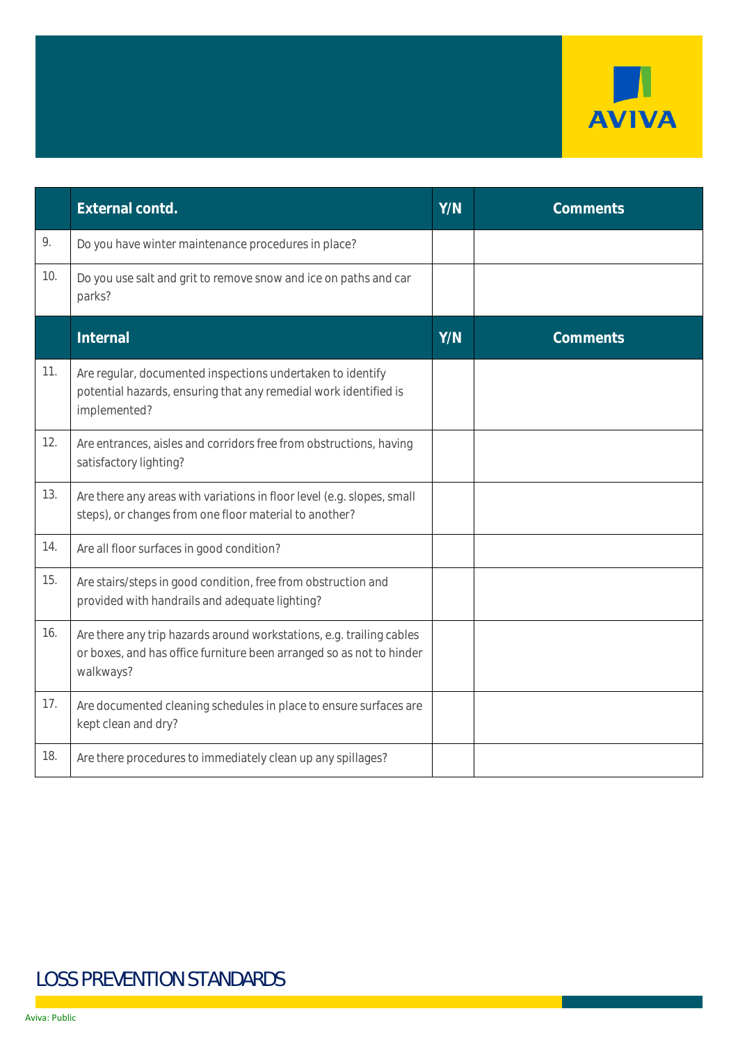| | External contd. | Y/N | Comments |
|---|---|---|---|
| 9. | Do you have winter maintenance procedures in place? | | |
| 10. | Do you use salt and grit to remove snow and ice on paths and car parks? | | |
| | **Internal** | **Y/N** | **Comments** |
| 11. | Are regular, documented inspections undertaken to identify potential hazards, ensuring that any remedial work identified is implemented? | | |
| 12. | Are entrances, aisles and corridors free from obstructions, having satisfactory lighting? | | |
| 13. | Are there any areas with variations in floor level (e.g. slopes, small steps), or changes from one floor material to another? | | |
| 14. | Are all floor surfaces in good condition? | | |
| 15. | Are stairs/steps in good condition, free from obstruction and provided with handrails and adequate lighting? | | |
| 16. | Are there any trip hazards around workstations, e.g. trailing cables or boxes, and has office furniture been arranged so as not to hinder walkways? | | |
| 17. | Are documented cleaning schedules in place to ensure surfaces are kept clean and dry? | | |
| 18. | Are there procedures to immediately clean up any spillages? | | |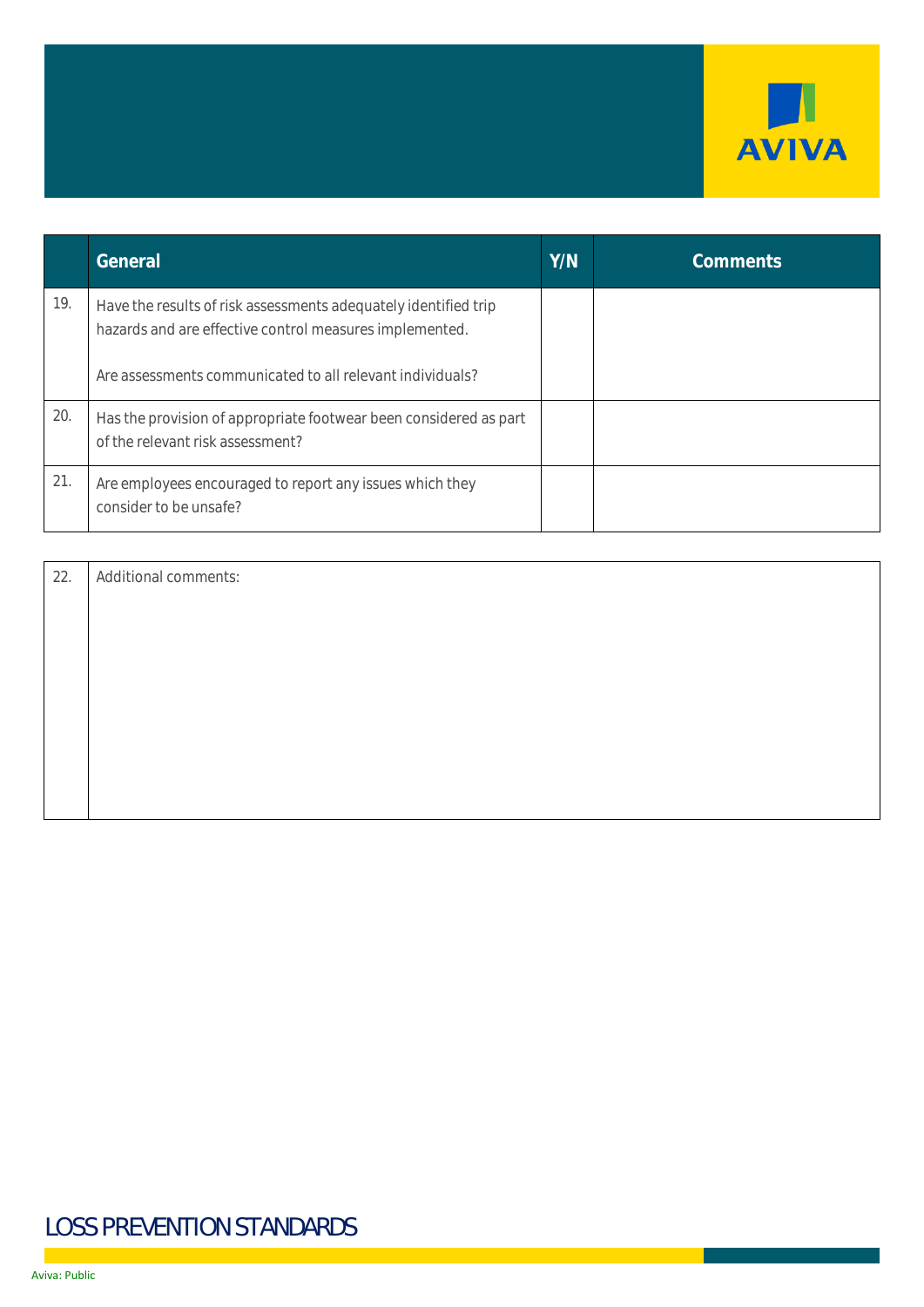|  | General | Y/N | Comments |
|---|---|---|---|
| 19. | Have the results of risk assessments adequately identified trip hazards and are effective control measures implemented.<br><br>Are assessments communicated to all relevant individuals? |  |  |
| 20. | Has the provision of appropriate footwear been considered as part of the relevant risk assessment? |  |  |
| 21. | Are employees encouraged to report any issues which they consider to be unsafe? |  |  |

| 22. | Additional comments: |
|---|---|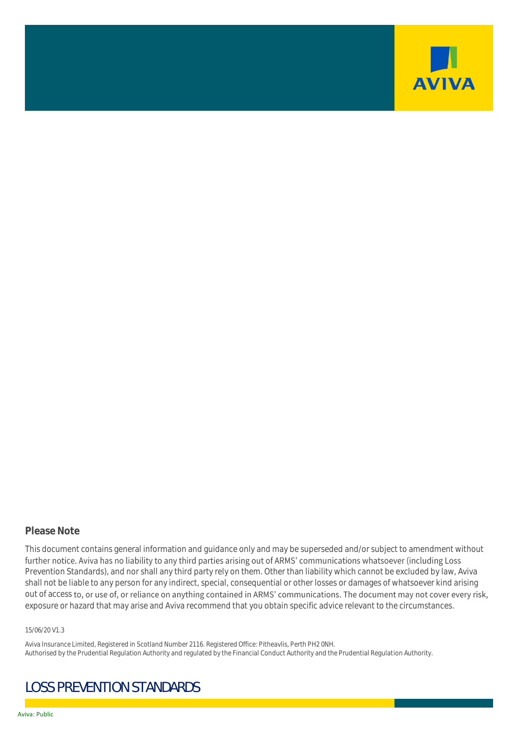## Please Note

This document contains general information and guidance only and may be superseded and/or subject to amendment without further notice. Aviva has no liability to any third parties arising out of ARMS' communications whatsoever (including Loss Prevention Standards), and nor shall any third party rely on them. Other than liability which cannot be excluded by law, Aviva shall not be liable to any person for any indirect, special, consequential or other losses or damages of whatsoever kind arising out of access to, or use of, or reliance on anything contained in ARMS' communications. The document may not cover every risk, exposure or hazard that may arise and Aviva recommend that you obtain specific advice relevant to the circumstances.

15/06/20 V1.3

Aviva Insurance Limited, Registered in Scotland Number 2116. Registered Office: Pitheavlis, Perth PH2 0NH.
Authorised by the Prudential Regulation Authority and regulated by the Financial Conduct Authority and the Prudential Regulation Authority.